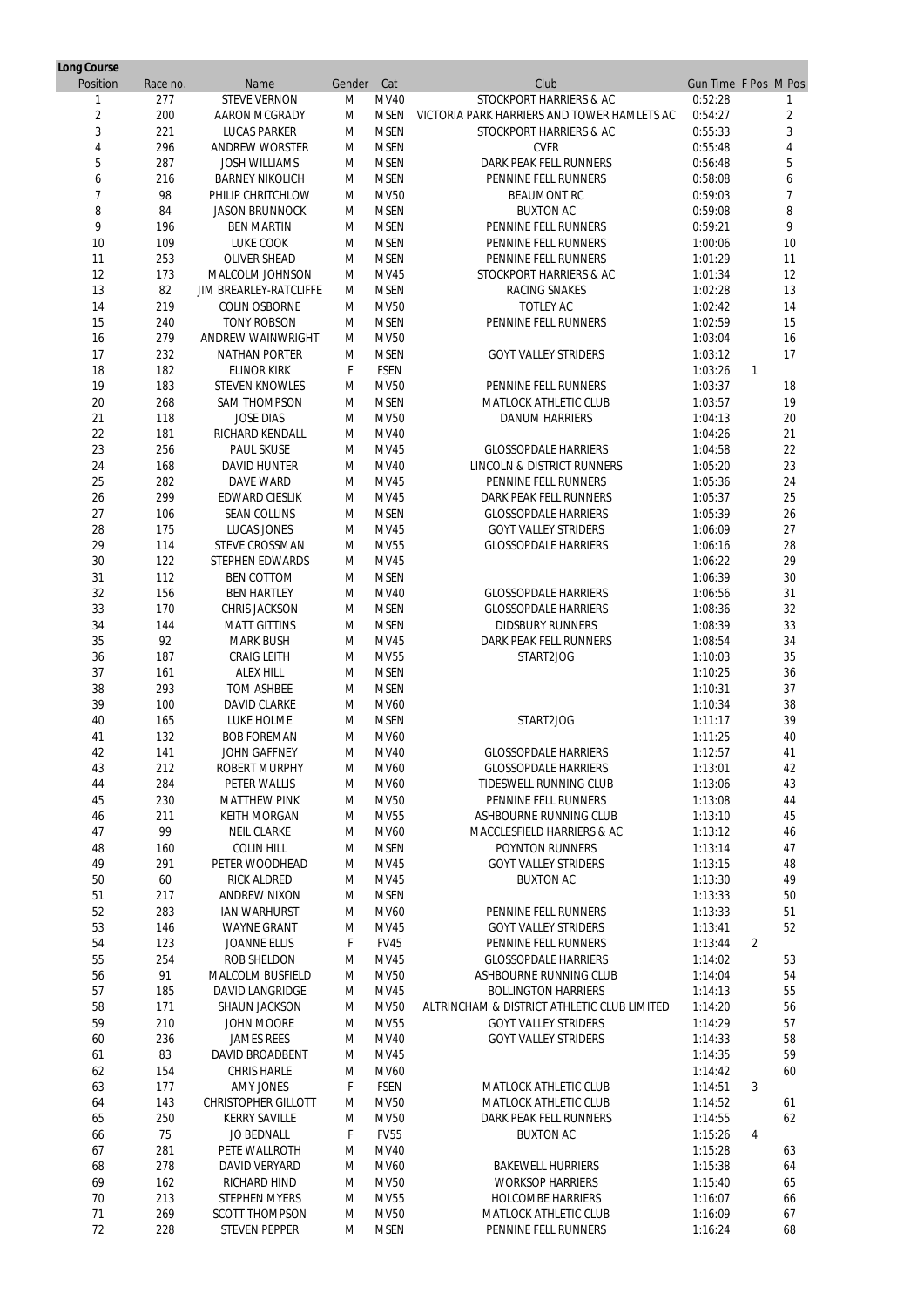**Long Course**

| Position | Race no. | Name | Gender | Cat | Club | Gun Time | F Pos | M Pos |
|---|---|---|---|---|---|---|---|---|
| 1 | 277 | STEVE VERNON | M | MV40 | STOCKPORT HARRIERS & AC | 0:52:28 | | 1 |
| 2 | 200 | AARON MCGRADY | M | MSEN | VICTORIA PARK HARRIERS AND TOWER HAMLETS AC | 0:54:27 | | 2 |
| 3 | 221 | LUCAS PARKER | M | MSEN | STOCKPORT HARRIERS & AC | 0:55:33 | | 3 |
| 4 | 296 | ANDREW WORSTER | M | MSEN | CVFR | 0:55:48 | | 4 |
| 5 | 287 | JOSH WILLIAMS | M | MSEN | DARK PEAK FELL RUNNERS | 0:56:48 | | 5 |
| 6 | 216 | BARNEY NIKOLICH | M | MSEN | PENNINE FELL RUNNERS | 0:58:08 | | 6 |
| 7 | 98 | PHILIP CHRITCHLOW | M | MV50 | BEAUMONT RC | 0:59:03 | | 7 |
| 8 | 84 | JASON BRUNNOCK | M | MSEN | BUXTON AC | 0:59:08 | | 8 |
| 9 | 196 | BEN MARTIN | M | MSEN | PENNINE FELL RUNNERS | 0:59:21 | | 9 |
| 10 | 109 | LUKE COOK | M | MSEN | PENNINE FELL RUNNERS | 1:00:06 | | 10 |
| 11 | 253 | OLIVER SHEAD | M | MSEN | PENNINE FELL RUNNERS | 1:01:29 | | 11 |
| 12 | 173 | MALCOLM JOHNSON | M | MV45 | STOCKPORT HARRIERS & AC | 1:01:34 | | 12 |
| 13 | 82 | JIM BREARLEY-RATCLIFFE | M | MSEN | RACING SNAKES | 1:02:28 | | 13 |
| 14 | 219 | COLIN OSBORNE | M | MV50 | TOTLEY AC | 1:02:42 | | 14 |
| 15 | 240 | TONY ROBSON | M | MSEN | PENNINE FELL RUNNERS | 1:02:59 | | 15 |
| 16 | 279 | ANDREW WAINWRIGHT | M | MV50 | | 1:03:04 | | 16 |
| 17 | 232 | NATHAN PORTER | M | MSEN | GOYT VALLEY STRIDERS | 1:03:12 | | 17 |
| 18 | 182 | ELINOR KIRK | F | FSEN | | 1:03:26 | 1 | |
| 19 | 183 | STEVEN KNOWLES | M | MV50 | PENNINE FELL RUNNERS | 1:03:37 | | 18 |
| 20 | 268 | SAM THOMPSON | M | MSEN | MATLOCK ATHLETIC CLUB | 1:03:57 | | 19 |
| 21 | 118 | JOSE DIAS | M | MV50 | DANUM HARRIERS | 1:04:13 | | 20 |
| 22 | 181 | RICHARD KENDALL | M | MV40 | | 1:04:26 | | 21 |
| 23 | 256 | PAUL SKUSE | M | MV45 | GLOSSOPDALE HARRIERS | 1:04:58 | | 22 |
| 24 | 168 | DAVID HUNTER | M | MV40 | LINCOLN & DISTRICT RUNNERS | 1:05:20 | | 23 |
| 25 | 282 | DAVE WARD | M | MV45 | PENNINE FELL RUNNERS | 1:05:36 | | 24 |
| 26 | 299 | EDWARD CIESLIK | M | MV45 | DARK PEAK FELL RUNNERS | 1:05:37 | | 25 |
| 27 | 106 | SEAN COLLINS | M | MSEN | GLOSSOPDALE HARRIERS | 1:05:39 | | 26 |
| 28 | 175 | LUCAS JONES | M | MV45 | GOYT VALLEY STRIDERS | 1:06:09 | | 27 |
| 29 | 114 | STEVE CROSSMAN | M | MV55 | GLOSSOPDALE HARRIERS | 1:06:16 | | 28 |
| 30 | 122 | STEPHEN EDWARDS | M | MV45 | | 1:06:22 | | 29 |
| 31 | 112 | BEN COTTOM | M | MSEN | | 1:06:39 | | 30 |
| 32 | 156 | BEN HARTLEY | M | MV40 | GLOSSOPDALE HARRIERS | 1:06:56 | | 31 |
| 33 | 170 | CHRIS JACKSON | M | MSEN | GLOSSOPDALE HARRIERS | 1:08:36 | | 32 |
| 34 | 144 | MATT GITTINS | M | MSEN | DIDSBURY RUNNERS | 1:08:39 | | 33 |
| 35 | 92 | MARK BUSH | M | MV45 | DARK PEAK FELL RUNNERS | 1:08:54 | | 34 |
| 36 | 187 | CRAIG LEITH | M | MV55 | START2JOG | 1:10:03 | | 35 |
| 37 | 161 | ALEX HILL | M | MSEN | | 1:10:25 | | 36 |
| 38 | 293 | TOM ASHBEE | M | MSEN | | 1:10:31 | | 37 |
| 39 | 100 | DAVID CLARKE | M | MV60 | | 1:10:34 | | 38 |
| 40 | 165 | LUKE HOLME | M | MSEN | START2JOG | 1:11:17 | | 39 |
| 41 | 132 | BOB FOREMAN | M | MV60 | | 1:11:25 | | 40 |
| 42 | 141 | JOHN GAFFNEY | M | MV40 | GLOSSOPDALE HARRIERS | 1:12:57 | | 41 |
| 43 | 212 | ROBERT MURPHY | M | MV60 | GLOSSOPDALE HARRIERS | 1:13:01 | | 42 |
| 44 | 284 | PETER WALLIS | M | MV60 | TIDESWELL RUNNING CLUB | 1:13:06 | | 43 |
| 45 | 230 | MATTHEW PINK | M | MV50 | PENNINE FELL RUNNERS | 1:13:08 | | 44 |
| 46 | 211 | KEITH MORGAN | M | MV55 | ASHBOURNE RUNNING CLUB | 1:13:10 | | 45 |
| 47 | 99 | NEIL CLARKE | M | MV60 | MACCLESFIELD HARRIERS & AC | 1:13:12 | | 46 |
| 48 | 160 | COLIN HILL | M | MSEN | POYNTON RUNNERS | 1:13:14 | | 47 |
| 49 | 291 | PETER WOODHEAD | M | MV45 | GOYT VALLEY STRIDERS | 1:13:15 | | 48 |
| 50 | 60 | RICK ALDRED | M | MV45 | BUXTON AC | 1:13:30 | | 49 |
| 51 | 217 | ANDREW NIXON | M | MSEN | | 1:13:33 | | 50 |
| 52 | 283 | IAN WARHURST | M | MV60 | PENNINE FELL RUNNERS | 1:13:33 | | 51 |
| 53 | 146 | WAYNE GRANT | M | MV45 | GOYT VALLEY STRIDERS | 1:13:41 | | 52 |
| 54 | 123 | JOANNE ELLIS | F | FV45 | PENNINE FELL RUNNERS | 1:13:44 | 2 | |
| 55 | 254 | ROB SHELDON | M | MV45 | GLOSSOPDALE HARRIERS | 1:14:02 | | 53 |
| 56 | 91 | MALCOLM BUSFIELD | M | MV50 | ASHBOURNE RUNNING CLUB | 1:14:04 | | 54 |
| 57 | 185 | DAVID LANGRIDGE | M | MV45 | BOLLINGTON HARRIERS | 1:14:13 | | 55 |
| 58 | 171 | SHAUN JACKSON | M | MV50 | ALTRINCHAM & DISTRICT ATHLETIC CLUB LIMITED | 1:14:20 | | 56 |
| 59 | 210 | JOHN MOORE | M | MV55 | GOYT VALLEY STRIDERS | 1:14:29 | | 57 |
| 60 | 236 | JAMES REES | M | MV40 | GOYT VALLEY STRIDERS | 1:14:33 | | 58 |
| 61 | 83 | DAVID BROADBENT | M | MV45 | | 1:14:35 | | 59 |
| 62 | 154 | CHRIS HARLE | M | MV60 | | 1:14:42 | | 60 |
| 63 | 177 | AMY JONES | F | FSEN | MATLOCK ATHLETIC CLUB | 1:14:51 | 3 | |
| 64 | 143 | CHRISTOPHER GILLOTT | M | MV50 | MATLOCK ATHLETIC CLUB | 1:14:52 | | 61 |
| 65 | 250 | KERRY SAVILLE | M | MV50 | DARK PEAK FELL RUNNERS | 1:14:55 | | 62 |
| 66 | 75 | JO BEDNALL | F | FV55 | BUXTON AC | 1:15:26 | 4 | |
| 67 | 281 | PETE WALLROTH | M | MV40 | | 1:15:28 | | 63 |
| 68 | 278 | DAVID VERYARD | M | MV60 | BAKEWELL HURRIERS | 1:15:38 | | 64 |
| 69 | 162 | RICHARD HIND | M | MV50 | WORKSOP HARRIERS | 1:15:40 | | 65 |
| 70 | 213 | STEPHEN MYERS | M | MV55 | HOLCOMBE HARRIERS | 1:16:07 | | 66 |
| 71 | 269 | SCOTT THOMPSON | M | MV50 | MATLOCK ATHLETIC CLUB | 1:16:09 | | 67 |
| 72 | 228 | STEVEN PEPPER | M | MSEN | PENNINE FELL RUNNERS | 1:16:24 | | 68 |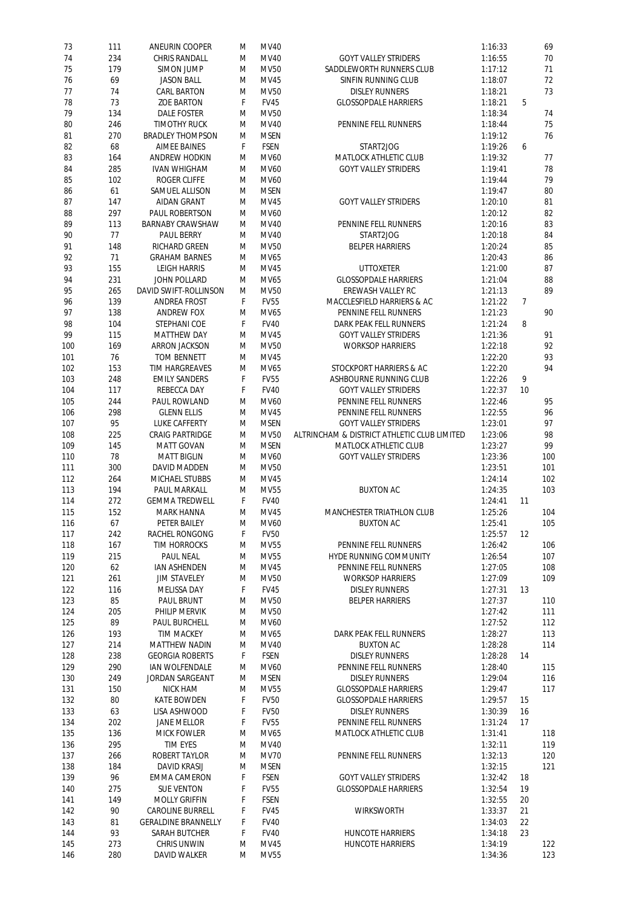| | | | | | | | | |
|---|---|---|---|---|---|---|---|---|
| 73 | 111 | ANEURIN COOPER | M | MV40 | | 1:16:33 | | 69 |
| 74 | 234 | CHRIS RANDALL | M | MV40 | GOYT VALLEY STRIDERS | 1:16:55 | | 70 |
| 75 | 179 | SIMON JUMP | M | MV50 | SADDLEWORTH RUNNERS CLUB | 1:17:12 | | 71 |
| 76 | 69 | JASON BALL | M | MV45 | SINFIN RUNNING CLUB | 1:18:07 | | 72 |
| 77 | 74 | CARL BARTON | M | MV50 | DISLEY RUNNERS | 1:18:21 | | 73 |
| 78 | 73 | ZOE BARTON | F | FV45 | GLOSSOPDALE HARRIERS | 1:18:21 | 5 | |
| 79 | 134 | DALE FOSTER | M | MV50 | | 1:18:34 | | 74 |
| 80 | 246 | TIMOTHY RUCK | M | MV40 | PENNINE FELL RUNNERS | 1:18:44 | | 75 |
| 81 | 270 | BRADLEY THOMPSON | M | MSEN | | 1:19:12 | | 76 |
| 82 | 68 | AIMEE BAINES | F | FSEN | START2JOG | 1:19:26 | 6 | |
| 83 | 164 | ANDREW HODKIN | M | MV60 | MATLOCK ATHLETIC CLUB | 1:19:32 | | 77 |
| 84 | 285 | IVAN WHIGHAM | M | MV60 | GOYT VALLEY STRIDERS | 1:19:41 | | 78 |
| 85 | 102 | ROGER CLIFFE | M | MV60 | | 1:19:44 | | 79 |
| 86 | 61 | SAMUEL ALLISON | M | MSEN | | 1:19:47 | | 80 |
| 87 | 147 | AIDAN GRANT | M | MV45 | GOYT VALLEY STRIDERS | 1:20:10 | | 81 |
| 88 | 297 | PAUL ROBERTSON | M | MV60 | | 1:20:12 | | 82 |
| 89 | 113 | BARNABY CRAWSHAW | M | MV40 | PENNINE FELL RUNNERS | 1:20:16 | | 83 |
| 90 | 77 | PAUL BERRY | M | MV40 | START2JOG | 1:20:18 | | 84 |
| 91 | 148 | RICHARD GREEN | M | MV50 | BELPER HARRIERS | 1:20:24 | | 85 |
| 92 | 71 | GRAHAM BARNES | M | MV65 | | 1:20:43 | | 86 |
| 93 | 155 | LEIGH HARRIS | M | MV45 | UTTOXETER | 1:21:00 | | 87 |
| 94 | 231 | JOHN POLLARD | M | MV65 | GLOSSOPDALE HARRIERS | 1:21:04 | | 88 |
| 95 | 265 | DAVID SWIFT-ROLLINSON | M | MV50 | EREWASH VALLEY RC | 1:21:13 | | 89 |
| 96 | 139 | ANDREA FROST | F | FV55 | MACCLESFIELD HARRIERS & AC | 1:21:22 | 7 | |
| 97 | 138 | ANDREW FOX | M | MV65 | PENNINE FELL RUNNERS | 1:21:23 | | 90 |
| 98 | 104 | STEPHANI COE | F | FV40 | DARK PEAK FELL RUNNERS | 1:21:24 | 8 | |
| 99 | 115 | MATTHEW DAY | M | MV45 | GOYT VALLEY STRIDERS | 1:21:36 | | 91 |
| 100 | 169 | ARRON JACKSON | M | MV50 | WORKSOP HARRIERS | 1:22:18 | | 92 |
| 101 | 76 | TOM BENNETT | M | MV45 | | 1:22:20 | | 93 |
| 102 | 153 | TIM HARGREAVES | M | MV65 | STOCKPORT HARRIERS & AC | 1:22:20 | | 94 |
| 103 | 248 | EMILY SANDERS | F | FV55 | ASHBOURNE RUNNING CLUB | 1:22:26 | 9 | |
| 104 | 117 | REBECCA DAY | F | FV40 | GOYT VALLEY STRIDERS | 1:22:37 | 10 | |
| 105 | 244 | PAUL ROWLAND | M | MV60 | PENNINE FELL RUNNERS | 1:22:46 | | 95 |
| 106 | 298 | GLENN ELLIS | M | MV45 | PENNINE FELL RUNNERS | 1:22:55 | | 96 |
| 107 | 95 | LUKE CAFFERTY | M | MSEN | GOYT VALLEY STRIDERS | 1:23:01 | | 97 |
| 108 | 225 | CRAIG PARTRIDGE | M | MV50 | ALTRINCHAM & DISTRICT ATHLETIC CLUB LIMITED | 1:23:06 | | 98 |
| 109 | 145 | MATT GOVAN | M | MSEN | MATLOCK ATHLETIC CLUB | 1:23:27 | | 99 |
| 110 | 78 | MATT BIGLIN | M | MV60 | GOYT VALLEY STRIDERS | 1:23:36 | | 100 |
| 111 | 300 | DAVID MADDEN | M | MV50 | | 1:23:51 | | 101 |
| 112 | 264 | MICHAEL STUBBS | M | MV45 | | 1:24:14 | | 102 |
| 113 | 194 | PAUL MARKALL | M | MV55 | BUXTON AC | 1:24:35 | | 103 |
| 114 | 272 | GEMMA TREDWELL | F | FV40 | | 1:24:41 | 11 | |
| 115 | 152 | MARK HANNA | M | MV45 | MANCHESTER TRIATHLON CLUB | 1:25:26 | | 104 |
| 116 | 67 | PETER BAILEY | M | MV60 | BUXTON AC | 1:25:41 | | 105 |
| 117 | 242 | RACHEL RONGONG | F | FV50 | | 1:25:57 | 12 | |
| 118 | 167 | TIM HORROCKS | M | MV55 | PENNINE FELL RUNNERS | 1:26:42 | | 106 |
| 119 | 215 | PAUL NEAL | M | MV55 | HYDE RUNNING COMMUNITY | 1:26:54 | | 107 |
| 120 | 62 | IAN ASHENDEN | M | MV45 | PENNINE FELL RUNNERS | 1:27:05 | | 108 |
| 121 | 261 | JIM STAVELEY | M | MV50 | WORKSOP HARRIERS | 1:27:09 | | 109 |
| 122 | 116 | MELISSA DAY | F | FV45 | DISLEY RUNNERS | 1:27:31 | 13 | |
| 123 | 85 | PAUL BRUNT | M | MV50 | BELPER HARRIERS | 1:27:37 | | 110 |
| 124 | 205 | PHILIP MERVIK | M | MV50 | | 1:27:42 | | 111 |
| 125 | 89 | PAUL BURCHELL | M | MV60 | | 1:27:52 | | 112 |
| 126 | 193 | TIM MACKEY | M | MV65 | DARK PEAK FELL RUNNERS | 1:28:27 | | 113 |
| 127 | 214 | MATTHEW NADIN | M | MV40 | BUXTON AC | 1:28:28 | | 114 |
| 128 | 238 | GEORGIA ROBERTS | F | FSEN | DISLEY RUNNERS | 1:28:28 | 14 | |
| 129 | 290 | IAN WOLFENDALE | M | MV60 | PENNINE FELL RUNNERS | 1:28:40 | | 115 |
| 130 | 249 | JORDAN SARGEANT | M | MSEN | DISLEY RUNNERS | 1:29:04 | | 116 |
| 131 | 150 | NICK HAM | M | MV55 | GLOSSOPDALE HARRIERS | 1:29:47 | | 117 |
| 132 | 80 | KATE BOWDEN | F | FV50 | GLOSSOPDALE HARRIERS | 1:29:57 | 15 | |
| 133 | 63 | LISA ASHWOOD | F | FV50 | DISLEY RUNNERS | 1:30:39 | 16 | |
| 134 | 202 | JANE MELLOR | F | FV55 | PENNINE FELL RUNNERS | 1:31:24 | 17 | |
| 135 | 136 | MICK FOWLER | M | MV65 | MATLOCK ATHLETIC CLUB | 1:31:41 | | 118 |
| 136 | 295 | TIM EYES | M | MV40 | | 1:32:11 | | 119 |
| 137 | 266 | ROBERT TAYLOR | M | MV70 | PENNINE FELL RUNNERS | 1:32:13 | | 120 |
| 138 | 184 | DAVID KRASIJ | M | MSEN | | 1:32:15 | | 121 |
| 139 | 96 | EMMA CAMERON | F | FSEN | GOYT VALLEY STRIDERS | 1:32:42 | 18 | |
| 140 | 275 | SUE VENTON | F | FV55 | GLOSSOPDALE HARRIERS | 1:32:54 | 19 | |
| 141 | 149 | MOLLY GRIFFIN | F | FSEN | | 1:32:55 | 20 | |
| 142 | 90 | CAROLINE BURRELL | F | FV45 | WIRKSWORTH | 1:33:37 | 21 | |
| 143 | 81 | GERALDINE BRANNELLY | F | FV40 | | 1:34:03 | 22 | |
| 144 | 93 | SARAH BUTCHER | F | FV40 | HUNCOTE HARRIERS | 1:34:18 | 23 | |
| 145 | 273 | CHRIS UNWIN | M | MV45 | HUNCOTE HARRIERS | 1:34:19 | | 122 |
| 146 | 280 | DAVID WALKER | M | MV55 | | 1:34:36 | | 123 |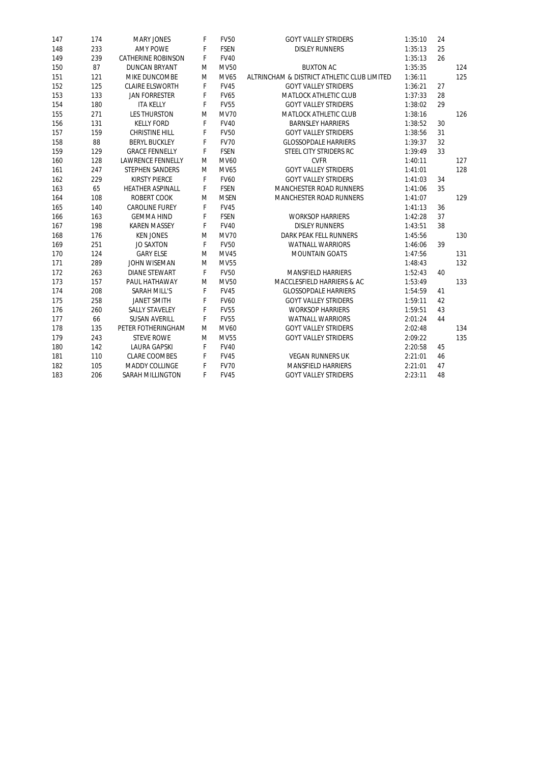| | | | | | | | | |
|---|---|---|---|---|---|---|---|---|
| 147 | 174 | MARY JONES | F | FV50 | GOYT VALLEY STRIDERS | 1:35:10 | 24 | |
| 148 | 233 | AMY POWE | F | FSEN | DISLEY RUNNERS | 1:35:13 | 25 | |
| 149 | 239 | CATHERINE ROBINSON | F | FV40 | | 1:35:13 | 26 | |
| 150 | 87 | DUNCAN BRYANT | M | MV50 | BUXTON AC | 1:35:35 | | 124 |
| 151 | 121 | MIKE DUNCOMBE | M | MV65 | ALTRINCHAM & DISTRICT ATHLETIC CLUB LIMITED | 1:36:11 | | 125 |
| 152 | 125 | CLAIRE ELSWORTH | F | FV45 | GOYT VALLEY STRIDERS | 1:36:21 | 27 | |
| 153 | 133 | JAN FORRESTER | F | FV65 | MATLOCK ATHLETIC CLUB | 1:37:33 | 28 | |
| 154 | 180 | ITA KELLY | F | FV55 | GOYT VALLEY STRIDERS | 1:38:02 | 29 | |
| 155 | 271 | LES THURSTON | M | MV70 | MATLOCK ATHLETIC CLUB | 1:38:16 | | 126 |
| 156 | 131 | KELLY FORD | F | FV40 | BARNSLEY HARRIERS | 1:38:52 | 30 | |
| 157 | 159 | CHRISTINE HILL | F | FV50 | GOYT VALLEY STRIDERS | 1:38:56 | 31 | |
| 158 | 88 | BERYL BUCKLEY | F | FV70 | GLOSSOPDALE HARRIERS | 1:39:37 | 32 | |
| 159 | 129 | GRACE FENNELLY | F | FSEN | STEEL CITY STRIDERS RC | 1:39:49 | 33 | |
| 160 | 128 | LAWRENCE FENNELLY | M | MV60 | CVFR | 1:40:11 | | 127 |
| 161 | 247 | STEPHEN SANDERS | M | MV65 | GOYT VALLEY STRIDERS | 1:41:01 | | 128 |
| 162 | 229 | KIRSTY PIERCE | F | FV60 | GOYT VALLEY STRIDERS | 1:41:03 | 34 | |
| 163 | 65 | HEATHER ASPINALL | F | FSEN | MANCHESTER ROAD RUNNERS | 1:41:06 | 35 | |
| 164 | 108 | ROBERT COOK | M | MSEN | MANCHESTER ROAD RUNNERS | 1:41:07 | | 129 |
| 165 | 140 | CAROLINE FUREY | F | FV45 | | 1:41:13 | 36 | |
| 166 | 163 | GEMMA HIND | F | FSEN | WORKSOP HARRIERS | 1:42:28 | 37 | |
| 167 | 198 | KAREN MASSEY | F | FV40 | DISLEY RUNNERS | 1:43:51 | 38 | |
| 168 | 176 | KEN JONES | M | MV70 | DARK PEAK FELL RUNNERS | 1:45:56 | | 130 |
| 169 | 251 | JO SAXTON | F | FV50 | WATNALL WARRIORS | 1:46:06 | 39 | |
| 170 | 124 | GARY ELSE | M | MV45 | MOUNTAIN GOATS | 1:47:56 | | 131 |
| 171 | 289 | JOHN WISEMAN | M | MV55 | | 1:48:43 | | 132 |
| 172 | 263 | DIANE STEWART | F | FV50 | MANSFIELD HARRIERS | 1:52:43 | 40 | |
| 173 | 157 | PAUL HATHAWAY | M | MV50 | MACCLESFIELD HARRIERS & AC | 1:53:49 | | 133 |
| 174 | 208 | SARAH MILL'S | F | FV45 | GLOSSOPDALE HARRIERS | 1:54:59 | 41 | |
| 175 | 258 | JANET SMITH | F | FV60 | GOYT VALLEY STRIDERS | 1:59:11 | 42 | |
| 176 | 260 | SALLY STAVELEY | F | FV55 | WORKSOP HARRIERS | 1:59:51 | 43 | |
| 177 | 66 | SUSAN AVERILL | F | FV55 | WATNALL WARRIORS | 2:01:24 | 44 | |
| 178 | 135 | PETER FOTHERINGHAM | M | MV60 | GOYT VALLEY STRIDERS | 2:02:48 | | 134 |
| 179 | 243 | STEVE ROWE | M | MV55 | GOYT VALLEY STRIDERS | 2:09:22 | | 135 |
| 180 | 142 | LAURA GAPSKI | F | FV40 | | 2:20:58 | 45 | |
| 181 | 110 | CLARE COOMBES | F | FV45 | VEGAN RUNNERS UK | 2:21:01 | 46 | |
| 182 | 105 | MADDY COLLINGE | F | FV70 | MANSFIELD HARRIERS | 2:21:01 | 47 | |
| 183 | 206 | SARAH MILLINGTON | F | FV45 | GOYT VALLEY STRIDERS | 2:23:11 | 48 | |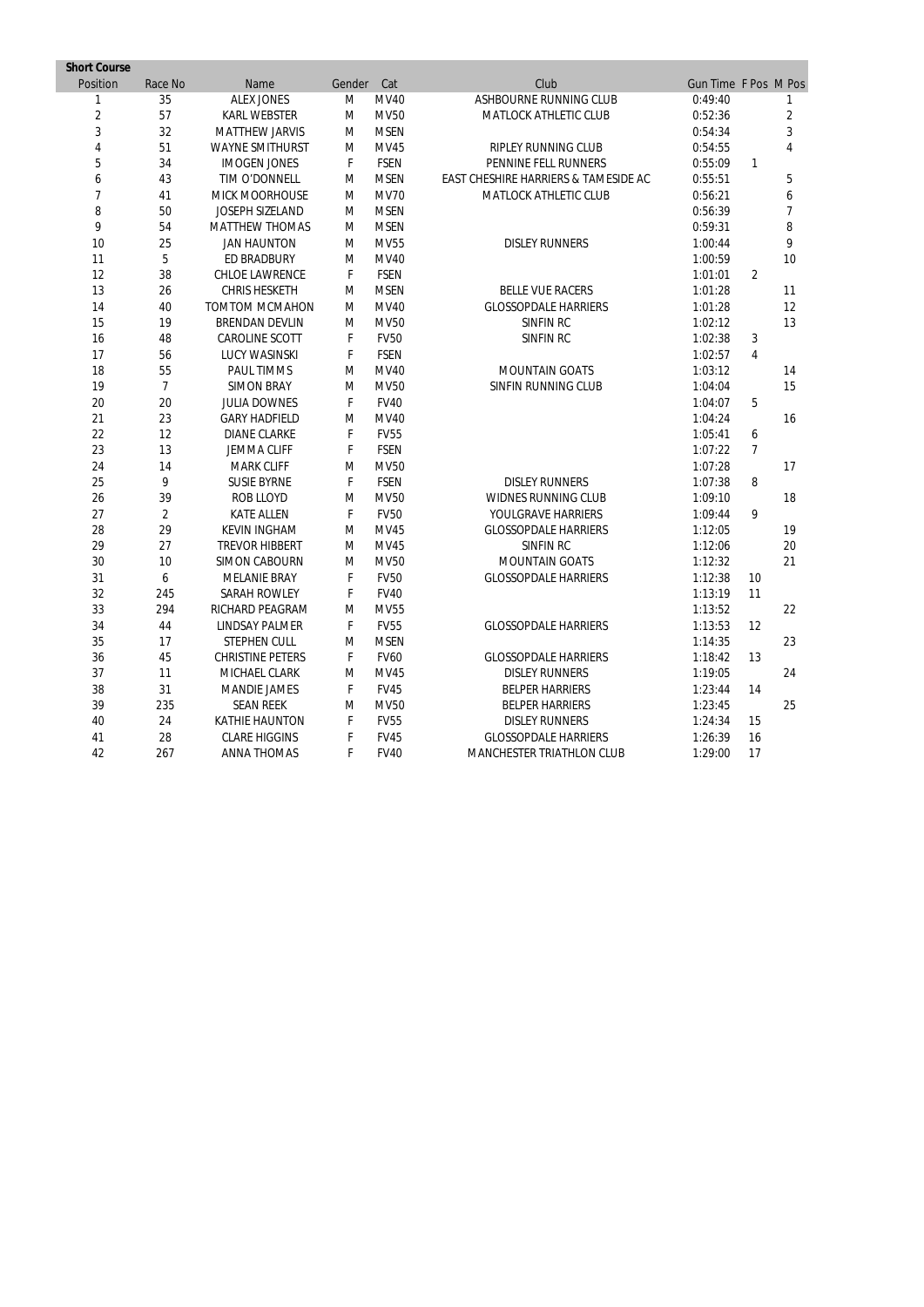**Short Course**

| Position | Race No | Name | Gender | Cat | Club | Gun Time | F Pos | M Pos |
|---|---|---|---|---|---|---|---|---|
| 1 | 35 | ALEX JONES | M | MV40 | ASHBOURNE RUNNING CLUB | 0:49:40 | | 1 |
| 2 | 57 | KARL WEBSTER | M | MV50 | MATLOCK ATHLETIC CLUB | 0:52:36 | | 2 |
| 3 | 32 | MATTHEW JARVIS | M | MSEN | | 0:54:34 | | 3 |
| 4 | 51 | WAYNE SMITHURST | M | MV45 | RIPLEY RUNNING CLUB | 0:54:55 | | 4 |
| 5 | 34 | IMOGEN JONES | F | FSEN | PENNINE FELL RUNNERS | 0:55:09 | 1 | |
| 6 | 43 | TIM O'DONNELL | M | MSEN | EAST CHESHIRE HARRIERS & TAMESIDE AC | 0:55:51 | | 5 |
| 7 | 41 | MICK MOORHOUSE | M | MV70 | MATLOCK ATHLETIC CLUB | 0:56:21 | | 6 |
| 8 | 50 | JOSEPH SIZELAND | M | MSEN | | 0:56:39 | | 7 |
| 9 | 54 | MATTHEW THOMAS | M | MSEN | | 0:59:31 | | 8 |
| 10 | 25 | JAN HAUNTON | M | MV55 | DISLEY RUNNERS | 1:00:44 | | 9 |
| 11 | 5 | ED BRADBURY | M | MV40 | | 1:00:59 | | 10 |
| 12 | 38 | CHLOE LAWRENCE | F | FSEN | | 1:01:01 | 2 | |
| 13 | 26 | CHRIS HESKETH | M | MSEN | BELLE VUE RACERS | 1:01:28 | | 11 |
| 14 | 40 | TOMTOM MCMAHON | M | MV40 | GLOSSOPDALE HARRIERS | 1:01:28 | | 12 |
| 15 | 19 | BRENDAN DEVLIN | M | MV50 | SINFIN RC | 1:02:12 | | 13 |
| 16 | 48 | CAROLINE SCOTT | F | FV50 | SINFIN RC | 1:02:38 | 3 | |
| 17 | 56 | LUCY WASINSKI | F | FSEN | | 1:02:57 | 4 | |
| 18 | 55 | PAUL TIMMS | M | MV40 | MOUNTAIN GOATS | 1:03:12 | | 14 |
| 19 | 7 | SIMON BRAY | M | MV50 | SINFIN RUNNING CLUB | 1:04:04 | | 15 |
| 20 | 20 | JULIA DOWNES | F | FV40 | | 1:04:07 | 5 | |
| 21 | 23 | GARY HADFIELD | M | MV40 | | 1:04:24 | | 16 |
| 22 | 12 | DIANE CLARKE | F | FV55 | | 1:05:41 | 6 | |
| 23 | 13 | JEMMA CLIFF | F | FSEN | | 1:07:22 | 7 | |
| 24 | 14 | MARK CLIFF | M | MV50 | | 1:07:28 | | 17 |
| 25 | 9 | SUSIE BYRNE | F | FSEN | DISLEY RUNNERS | 1:07:38 | 8 | |
| 26 | 39 | ROB LLOYD | M | MV50 | WIDNES RUNNING CLUB | 1:09:10 | | 18 |
| 27 | 2 | KATE ALLEN | F | FV50 | YOULGRAVE HARRIERS | 1:09:44 | 9 | |
| 28 | 29 | KEVIN INGHAM | M | MV45 | GLOSSOPDALE HARRIERS | 1:12:05 | | 19 |
| 29 | 27 | TREVOR HIBBERT | M | MV45 | SINFIN RC | 1:12:06 | | 20 |
| 30 | 10 | SIMON CABOURN | M | MV50 | MOUNTAIN GOATS | 1:12:32 | | 21 |
| 31 | 6 | MELANIE BRAY | F | FV50 | GLOSSOPDALE HARRIERS | 1:12:38 | 10 | |
| 32 | 245 | SARAH ROWLEY | F | FV40 | | 1:13:19 | 11 | |
| 33 | 294 | RICHARD PEAGRAM | M | MV55 | | 1:13:52 | | 22 |
| 34 | 44 | LINDSAY PALMER | F | FV55 | GLOSSOPDALE HARRIERS | 1:13:53 | 12 | |
| 35 | 17 | STEPHEN CULL | M | MSEN | | 1:14:35 | | 23 |
| 36 | 45 | CHRISTINE PETERS | F | FV60 | GLOSSOPDALE HARRIERS | 1:18:42 | 13 | |
| 37 | 11 | MICHAEL CLARK | M | MV45 | DISLEY RUNNERS | 1:19:05 | | 24 |
| 38 | 31 | MANDIE JAMES | F | FV45 | BELPER HARRIERS | 1:23:44 | 14 | |
| 39 | 235 | SEAN REEK | M | MV50 | BELPER HARRIERS | 1:23:45 | | 25 |
| 40 | 24 | KATHIE HAUNTON | F | FV55 | DISLEY RUNNERS | 1:24:34 | 15 | |
| 41 | 28 | CLARE HIGGINS | F | FV45 | GLOSSOPDALE HARRIERS | 1:26:39 | 16 | |
| 42 | 267 | ANNA THOMAS | F | FV40 | MANCHESTER TRIATHLON CLUB | 1:29:00 | 17 | |